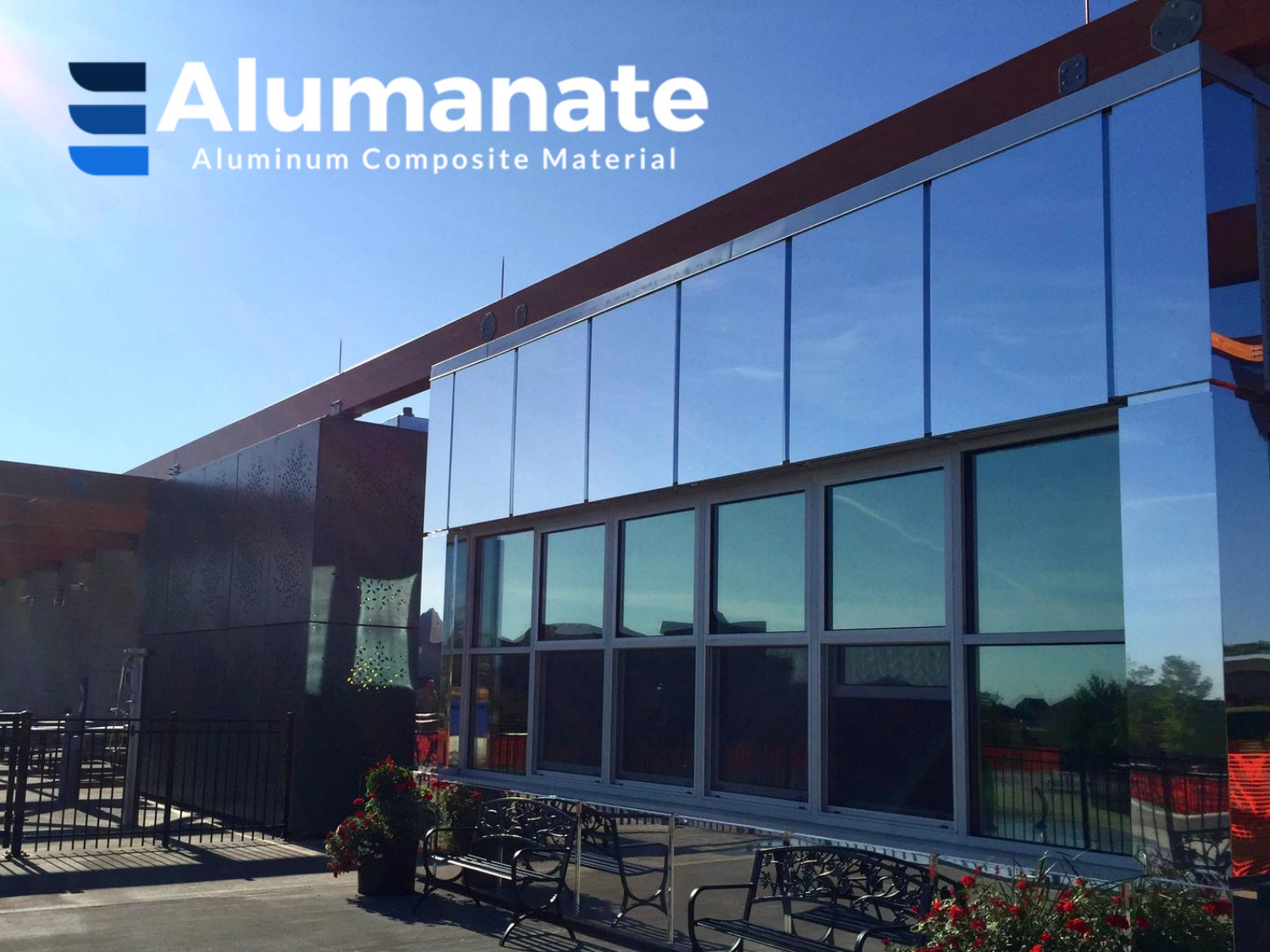# Alumanate

Aluminum Composite Material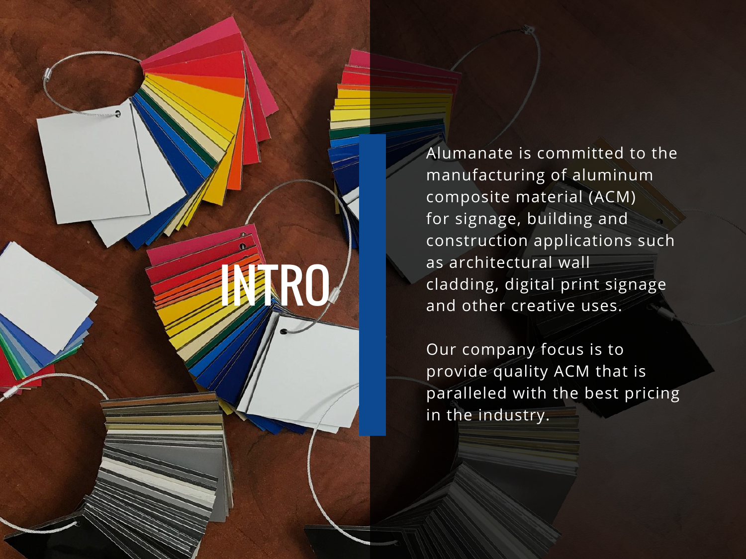# INTRO

Alumanate is committed to the manufacturing of aluminum composite material (ACM) for signage, building and construction applications such as architectural wall cladding, digital print signage and other creative uses.

Our company focus is to provide quality ACM that is paralleled with the best pricing in the industry.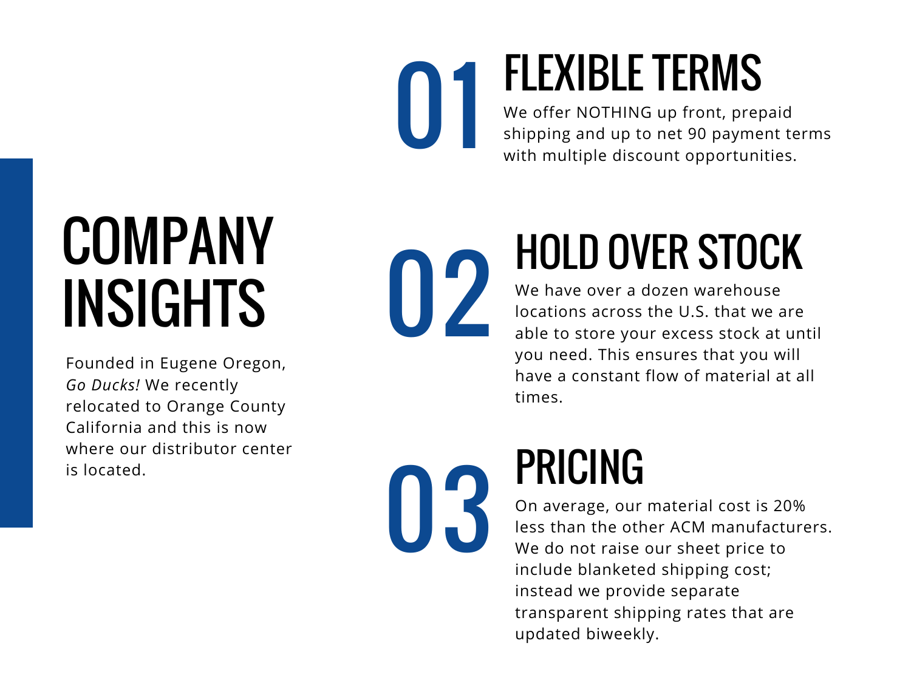# COMPANY INSIGHTS

Founded in Eugene Oregon, *Go Ducks!* We recently relocated to Orange County California and this is now where our distributor center is located.

## 01 FLEXIBLE TERMS

We offer NOTHING up front, prepaid shipping and up to net 90 payment terms with multiple discount opportunities.

## 02 HOLD OVER STOCK

We have over a dozen warehouse locations across the U.S. that we are able to store your excess stock at until you need. This ensures that you will have a constant flow of material at all times.

## 03 PRICING

On average, our material cost is 20% less than the other ACM manufacturers. We do not raise our sheet price to include blanketed shipping cost; instead we provide separate transparent shipping rates that are updated biweekly.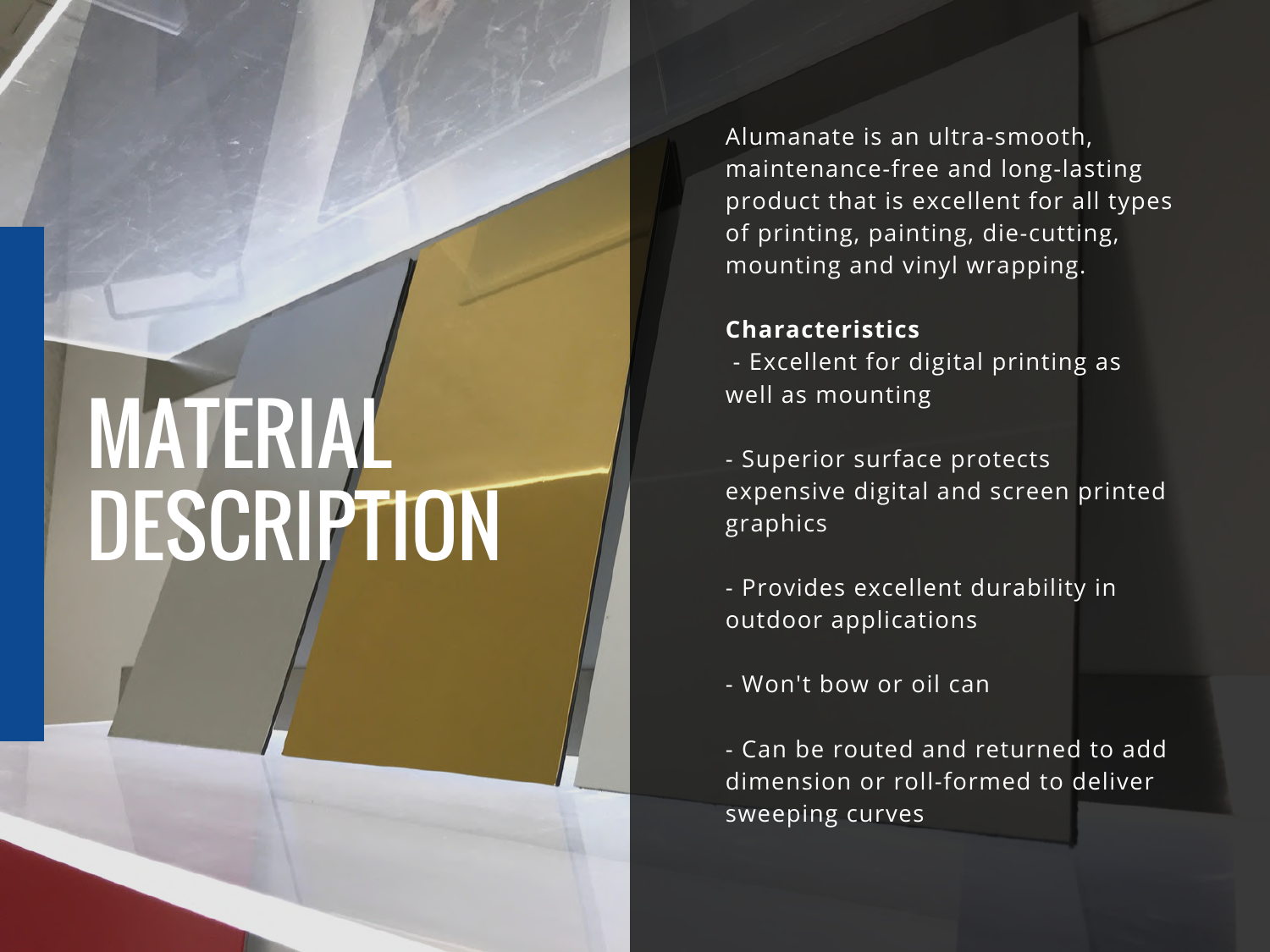# MATERIAL DESCRIPTION

Alumanate is an ultra-smooth, maintenance-free and long-lasting product that is excellent for all types of printing, painting, die-cutting, mounting and vinyl wrapping.

**Characteristics**

- Excellent for digital printing as well as mounting

- Superior surface protects expensive digital and screen printed graphics

- Provides excellent durability in outdoor applications

- Won't bow or oil can

- Can be routed and returned to add dimension or roll-formed to deliver sweeping curves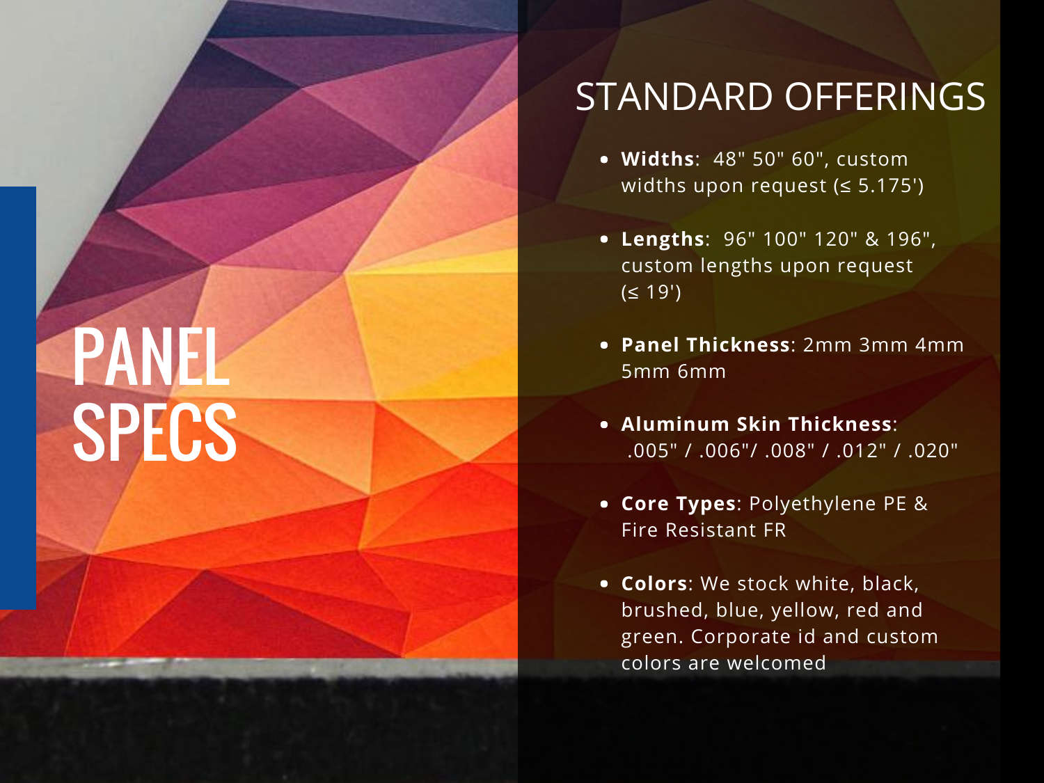# PANEL SPECS

## STANDARD OFFERINGS

- **Widths**: 48" 50" 60", custom widths upon request (≤ 5.175')
- **Lengths**: 96" 100" 120" & 196", custom lengths upon request (≤ 19')
- **Panel Thickness**: 2mm 3mm 4mm 5mm 6mm
- **Aluminum Skin Thickness**: .005" / .006"/ .008" / .012" / .020"
- **Core Types**: Polyethylene PE & Fire Resistant FR
- **Colors**: We stock white, black, brushed, blue, yellow, red and green. Corporate id and custom colors are welcomed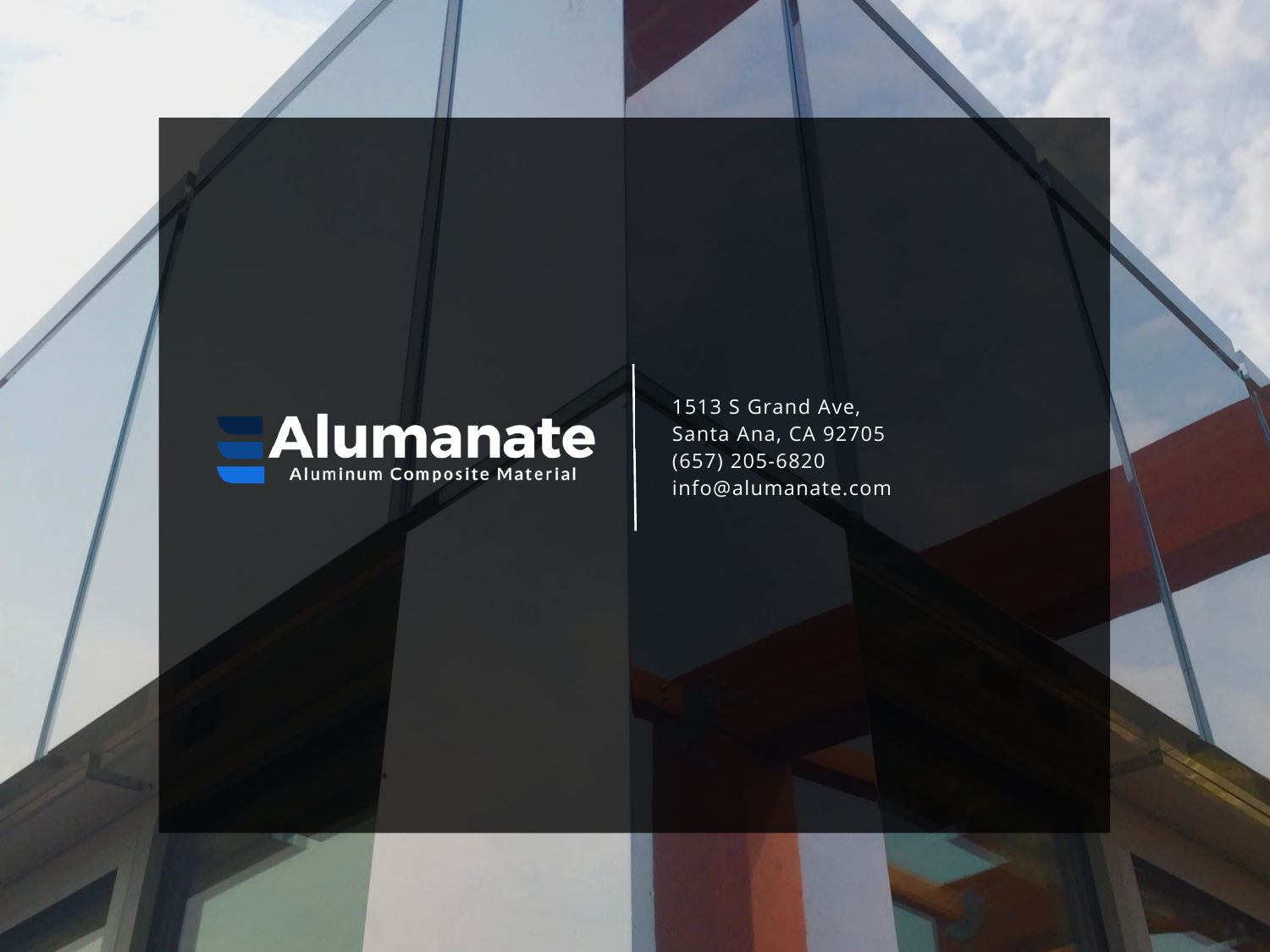**Alumanate**

Aluminum Composite Material

1513 S Grand Ave,
Santa Ana, CA 92705
(657) 205-6820
info@alumanate.com